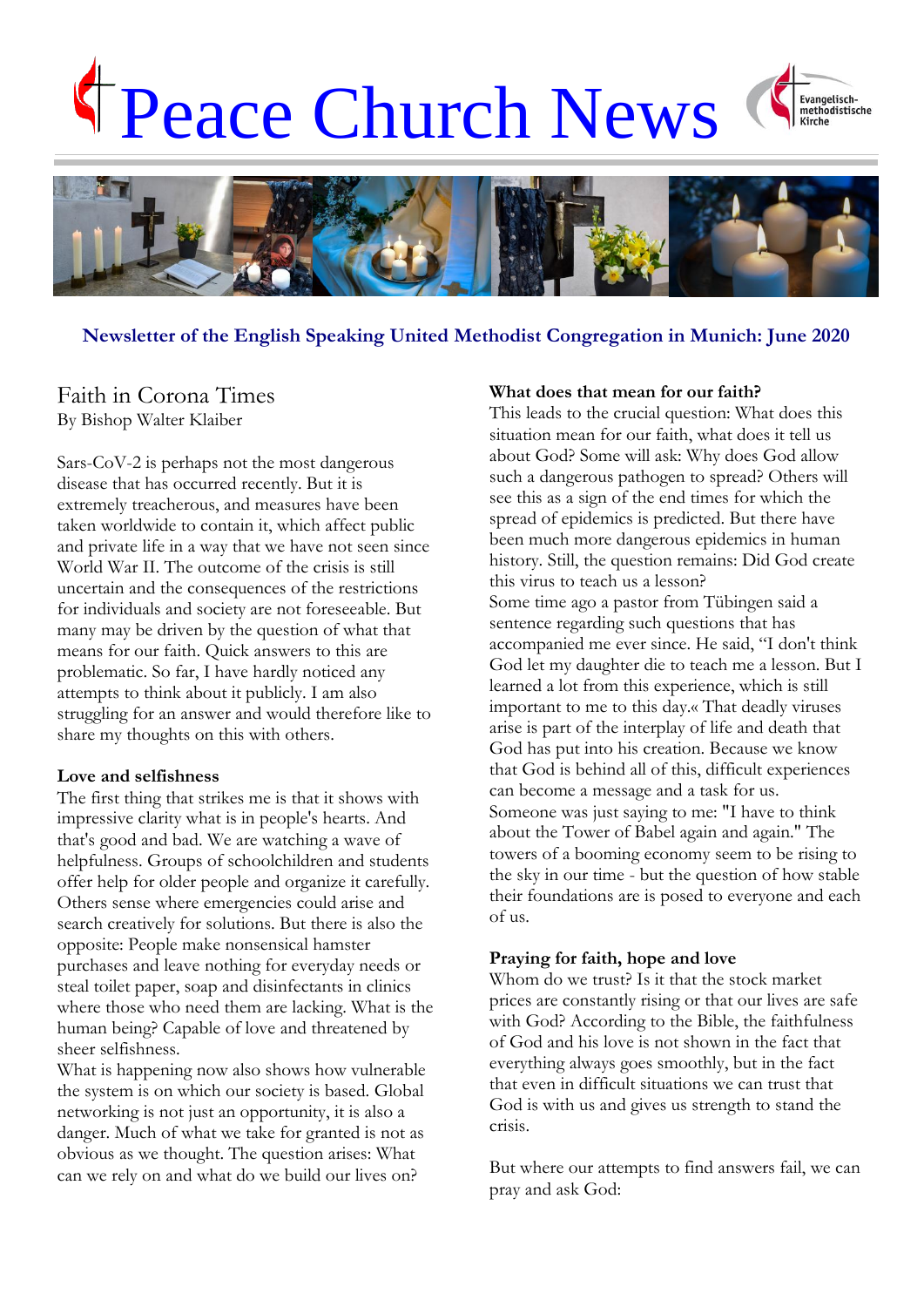# Peace Church News

**Newsletter of the English Speaking United Methodist Congregation in Munich: June 2020**

## Faith in Corona Times

By Bishop Walter Klaiber

Sars-CoV-2 is perhaps not the most dangerous disease that has occurred recently. But it is extremely treacherous, and measures have been taken worldwide to contain it, which affect public and private life in a way that we have not seen since World War II. The outcome of the crisis is still uncertain and the consequences of the restrictions for individuals and society are not foreseeable. But many may be driven by the question of what that means for our faith. Quick answers to this are problematic. So far, I have hardly noticed any attempts to think about it publicly. I am also struggling for an answer and would therefore like to share my thoughts on this with others.

**Love and selfishness**

The first thing that strikes me is that it shows with impressive clarity what is in people's hearts. And that's good and bad. We are watching a wave of helpfulness. Groups of schoolchildren and students offer help for older people and organize it carefully. Others sense where emergencies could arise and search creatively for solutions. But there is also the opposite: People make nonsensical hamster purchases and leave nothing for everyday needs or steal toilet paper, soap and disinfectants in clinics where those who need them are lacking. What is the human being? Capable of love and threatened by sheer selfishness.

What is happening now also shows how vulnerable the system is on which our society is based. Global networking is not just an opportunity, it is also a danger. Much of what we take for granted is not as obvious as we thought. The question arises: What can we rely on and what do we build our lives on?

**What does that mean for our faith?**

This leads to the crucial question: What does this situation mean for our faith, what does it tell us about God? Some will ask: Why does God allow such a dangerous pathogen to spread? Others will see this as a sign of the end times for which the spread of epidemics is predicted. But there have been much more dangerous epidemics in human history. Still, the question remains: Did God create this virus to teach us a lesson?

Some time ago a pastor from Tübingen said a sentence regarding such questions that has accompanied me ever since. He said, "I don't think God let my daughter die to teach me a lesson. But I learned a lot from this experience, which is still important to me to this day.« That deadly viruses arise is part of the interplay of life and death that God has put into his creation. Because we know that God is behind all of this, difficult experiences can become a message and a task for us.

Someone was just saying to me: "I have to think about the Tower of Babel again and again." The towers of a booming economy seem to be rising to the sky in our time - but the question of how stable their foundations are is posed to everyone and each of us.

**Praying for faith, hope and love**

Whom do we trust? Is it that the stock market prices are constantly rising or that our lives are safe with God? According to the Bible, the faithfulness of God and his love is not shown in the fact that everything always goes smoothly, but in the fact that even in difficult situations we can trust that God is with us and gives us strength to stand the crisis.

But where our attempts to find answers fail, we can pray and ask God: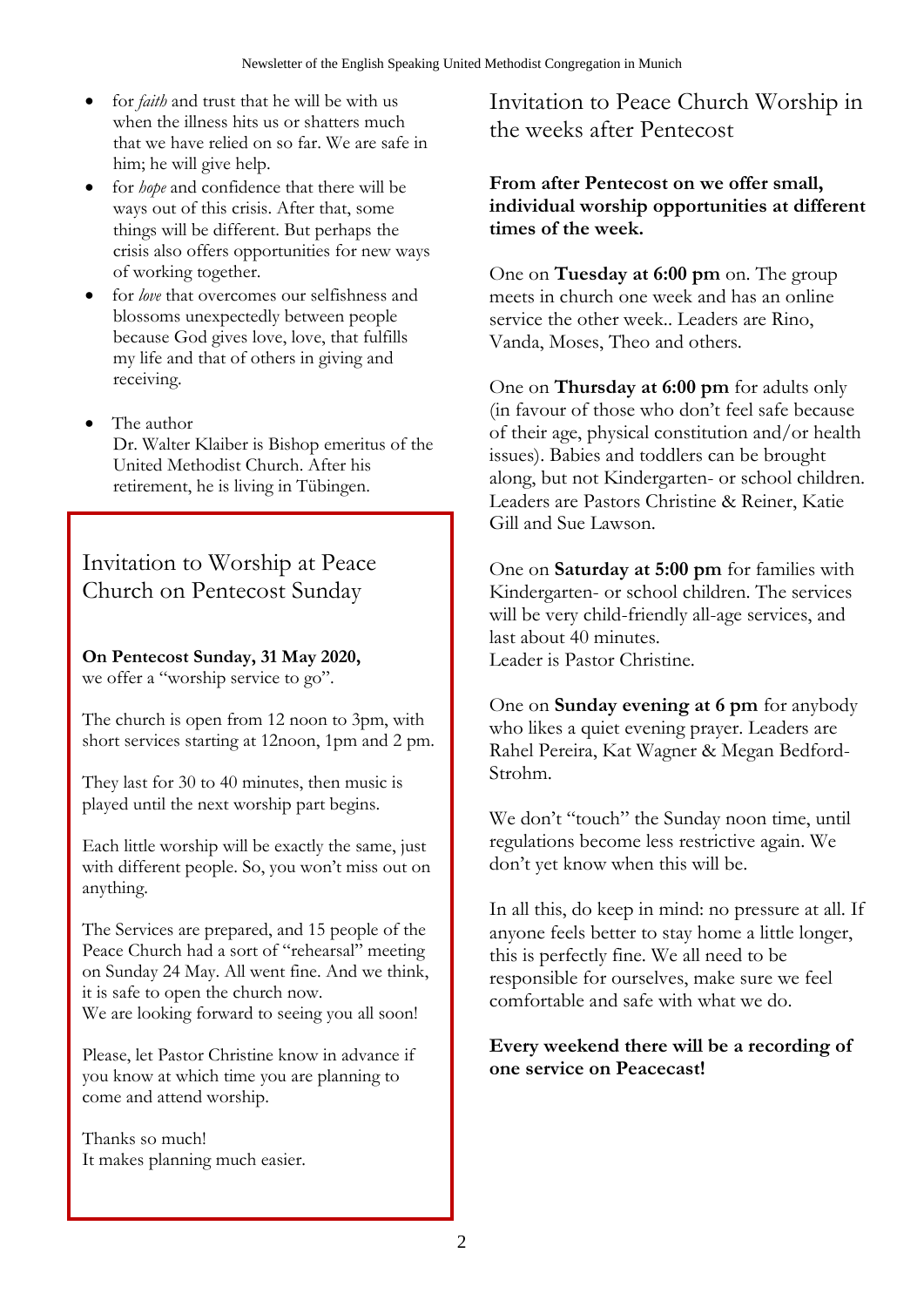- for *faith* and trust that he will be with us when the illness hits us or shatters much that we have relied on so far. We are safe in him; he will give help.
- for *hope* and confidence that there will be ways out of this crisis. After that, some things will be different. But perhaps the crisis also offers opportunities for new ways of working together.
- for *love* that overcomes our selfishness and blossoms unexpectedly between people because God gives love, love, that fulfills my life and that of others in giving and receiving.

- The author
  Dr. Walter Klaiber is Bishop emeritus of the United Methodist Church. After his retirement, he is living in Tübingen.

## Invitation to Worship at Peace Church on Pentecost Sunday

**On Pentecost Sunday, 31 May 2020,**
we offer a "worship service to go".

The church is open from 12 noon to 3pm, with short services starting at 12noon, 1pm and 2 pm.

They last for 30 to 40 minutes, then music is played until the next worship part begins.

Each little worship will be exactly the same, just with different people. So, you won't miss out on anything.

The Services are prepared, and 15 people of the Peace Church had a sort of "rehearsal" meeting on Sunday 24 May. All went fine. And we think, it is safe to open the church now.
We are looking forward to seeing you all soon!

Please, let Pastor Christine know in advance if you know at which time you are planning to come and attend worship.

Thanks so much!
It makes planning much easier.

## Invitation to Peace Church Worship in the weeks after Pentecost

**From after Pentecost on we offer small, individual worship opportunities at different times of the week.**

One on **Tuesday at 6:00 pm** on. The group meets in church one week and has an online service the other week.. Leaders are Rino, Vanda, Moses, Theo and others.

One on **Thursday at 6:00 pm** for adults only (in favour of those who don't feel safe because of their age, physical constitution and/or health issues). Babies and toddlers can be brought along, but not Kindergarten- or school children. Leaders are Pastors Christine & Reiner, Katie Gill and Sue Lawson.

One on **Saturday at 5:00 pm** for families with Kindergarten- or school children. The services will be very child-friendly all-age services, and last about 40 minutes.
Leader is Pastor Christine.

One on **Sunday evening at 6 pm** for anybody who likes a quiet evening prayer. Leaders are Rahel Pereira, Kat Wagner & Megan Bedford-Strohm.

We don't "touch" the Sunday noon time, until regulations become less restrictive again. We don't yet know when this will be.

In all this, do keep in mind: no pressure at all. If anyone feels better to stay home a little longer, this is perfectly fine. We all need to be responsible for ourselves, make sure we feel comfortable and safe with what we do.

**Every weekend there will be a recording of one service on Peacecast!**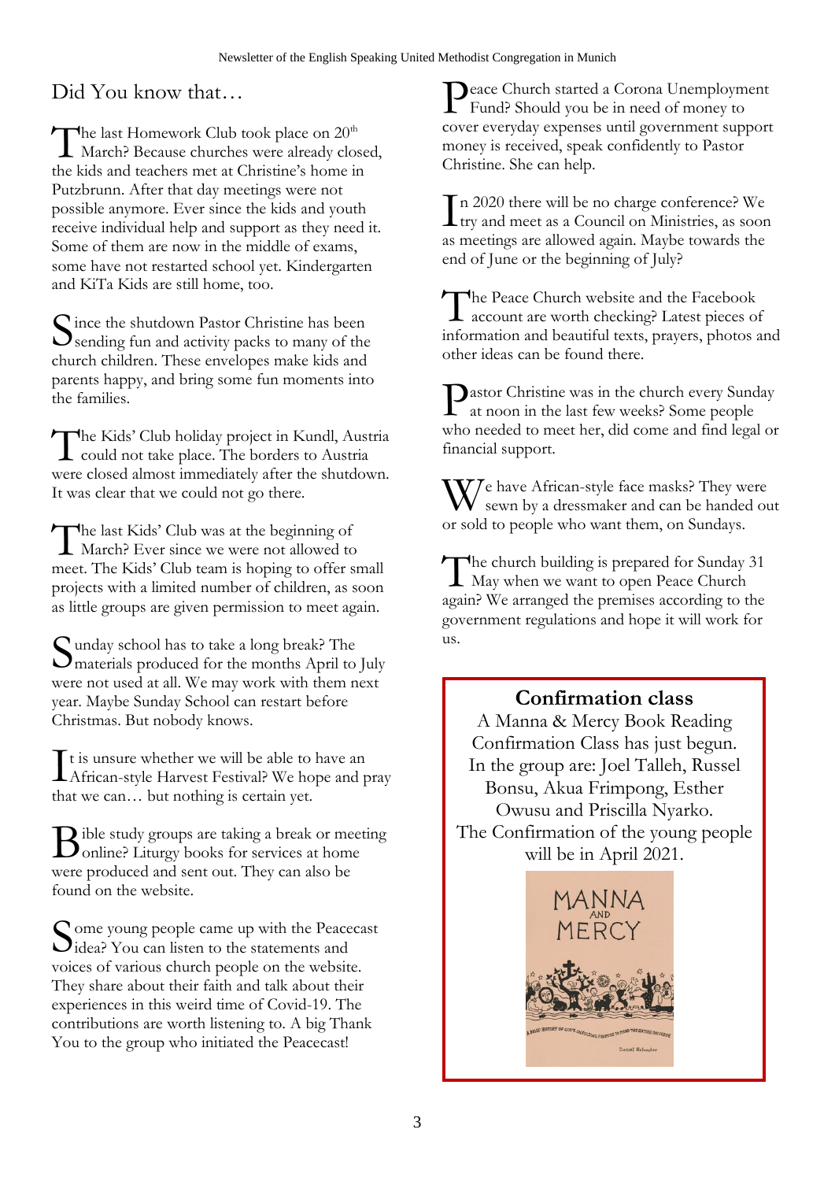## Did You know that…

The last Homework Club took place on 20th March? Because churches were already closed, the kids and teachers met at Christine's home in Putzbrunn. After that day meetings were not possible anymore. Ever since the kids and youth receive individual help and support as they need it. Some of them are now in the middle of exams, some have not restarted school yet. Kindergarten and KiTa Kids are still home, too.

Since the shutdown Pastor Christine has been sending fun and activity packs to many of the church children. These envelopes make kids and parents happy, and bring some fun moments into the families.

The Kids' Club holiday project in Kundl, Austria could not take place. The borders to Austria were closed almost immediately after the shutdown. It was clear that we could not go there.

The last Kids' Club was at the beginning of March? Ever since we were not allowed to meet. The Kids' Club team is hoping to offer small projects with a limited number of children, as soon as little groups are given permission to meet again.

Sunday school has to take a long break? The materials produced for the months April to July were not used at all. We may work with them next year. Maybe Sunday School can restart before Christmas. But nobody knows.

It is unsure whether we will be able to have an African-style Harvest Festival? We hope and pray that we can… but nothing is certain yet.

Bible study groups are taking a break or meeting online? Liturgy books for services at home were produced and sent out. They can also be found on the website.

Some young people came up with the Peacecast idea? You can listen to the statements and voices of various church people on the website. They share about their faith and talk about their experiences in this weird time of Covid-19. The contributions are worth listening to. A big Thank You to the group who initiated the Peacecast!

Peace Church started a Corona Unemployment Fund? Should you be in need of money to cover everyday expenses until government support money is received, speak confidently to Pastor Christine. She can help.

In 2020 there will be no charge conference? We try and meet as a Council on Ministries, as soon as meetings are allowed again. Maybe towards the end of June or the beginning of July?

The Peace Church website and the Facebook account are worth checking? Latest pieces of information and beautiful texts, prayers, photos and other ideas can be found there.

Pastor Christine was in the church every Sunday at noon in the last few weeks? Some people who needed to meet her, did come and find legal or financial support.

We have African-style face masks? They were sewn by a dressmaker and can be handed out or sold to people who want them, on Sundays.

The church building is prepared for Sunday 31 May when we want to open Peace Church again? We arranged the premises according to the government regulations and hope it will work for us.

### Confirmation class

A Manna & Mercy Book Reading Confirmation Class has just begun. In the group are: Joel Talleh, Russel Bonsu, Akua Frimpong, Esther Owusu and Priscilla Nyarko. The Confirmation of the young people will be in April 2021.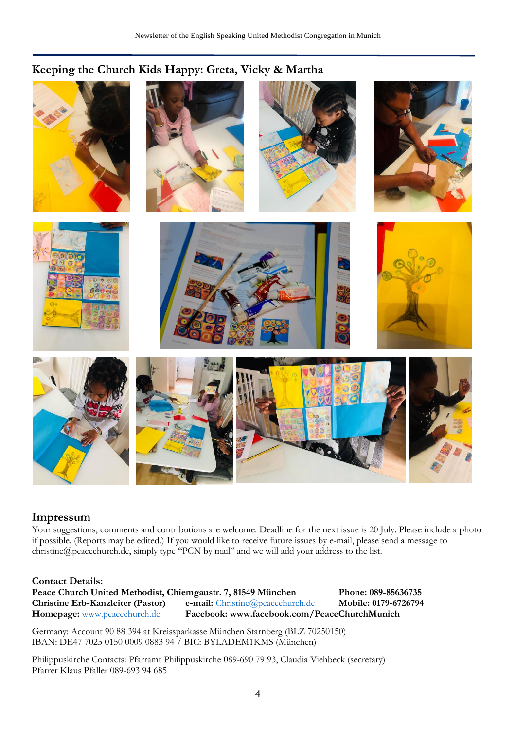## Keeping the Church Kids Happy: Greta, Vicky & Martha

## Impressum

Your suggestions, comments and contributions are welcome. Deadline for the next issue is 20 July. Please include a photo if possible. (Reports may be edited.) If you would like to receive future issues by e-mail, please send a message to christine@peacechurch.de, simply type "PCN by mail" and we will add your address to the list.

**Contact Details:**
**Peace Church United Methodist, Chiemgaustr. 7, 81549 München** **Phone: 089-85636735**
**Christine Erb-Kanzleiter (Pastor)** **e-mail:** [Christine@peacechurch.de](mailto:Christine@peacechurch.de) **Mobile: 0179-6726794**
**Homepage:** [www.peacechurch.de](http://www.peacechurch.de) **Facebook: www.facebook.com/PeaceChurchMunich**

Germany: Account 90 88 394 at Kreissparkasse München Starnberg (BLZ 70250150)
IBAN: DE47 7025 0150 0009 0883 94 / BIC: BYLADEM1KMS (München)

Philippuskirche Contacts: Pfarramt Philippuskirche 089-690 79 93, Claudia Viehbeck (secretary)
Pfarrer Klaus Pfaller 089-693 94 685